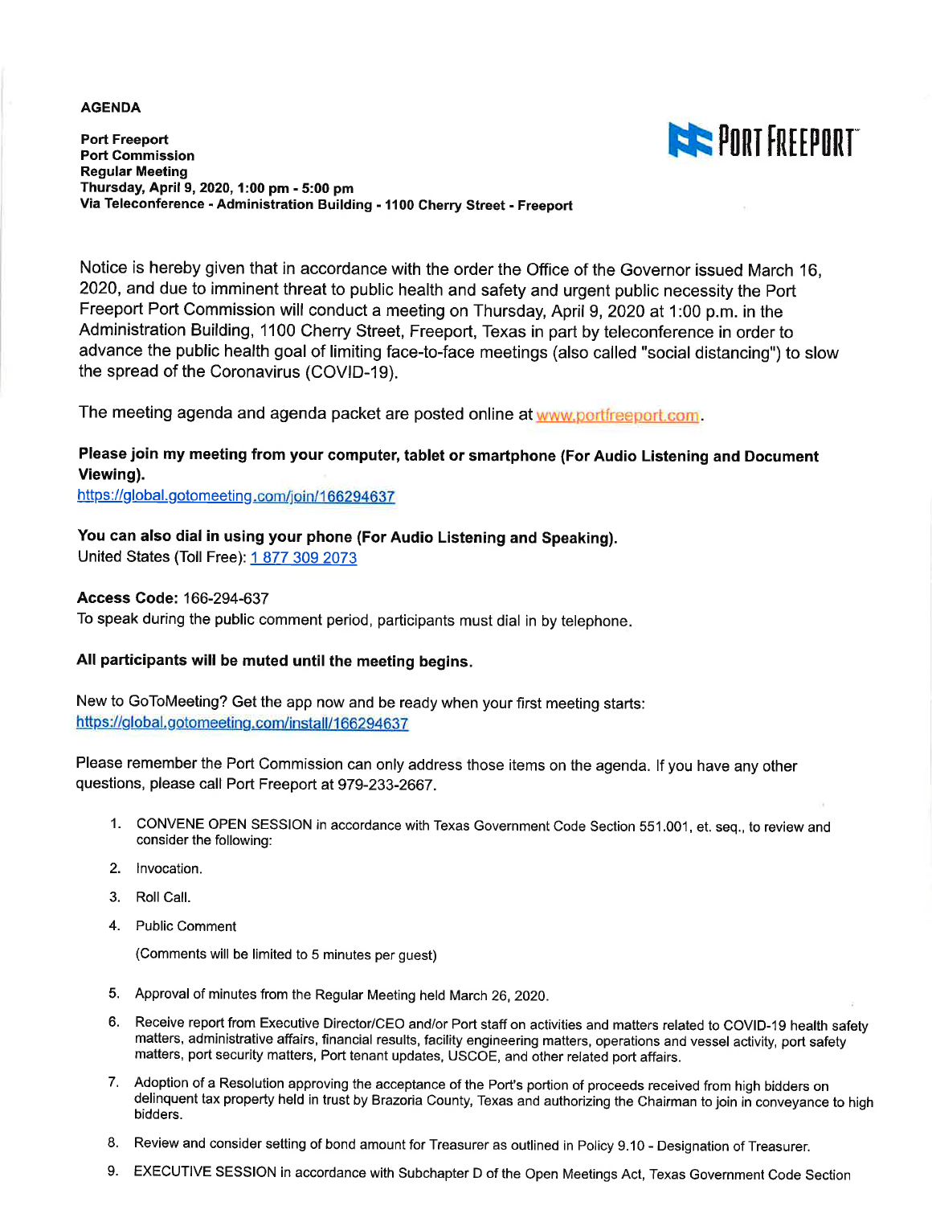**AGENDA**

**Port Freeport**
**Port Commission**
**Regular Meeting**
**Thursday, April 9, 2020, 1:00 pm - 5:00 pm**
**Via Teleconference - Administration Building - 1100 Cherry Street - Freeport**

PORT FREEPORT

Notice is hereby given that in accordance with the order the Office of the Governor issued March 16, 2020, and due to imminent threat to public health and safety and urgent public necessity the Port Freeport Port Commission will conduct a meeting on Thursday, April 9, 2020 at 1:00 p.m. in the Administration Building, 1100 Cherry Street, Freeport, Texas in part by teleconference in order to advance the public health goal of limiting face-to-face meetings (also called "social distancing") to slow the spread of the Coronavirus (COVID-19).

The meeting agenda and agenda packet are posted online at www.portfreeport.com.

**Please join my meeting from your computer, tablet or smartphone (For Audio Listening and Document Viewing).**
https://global.gotomeeting.com/join/166294637

**You can also dial in using your phone (For Audio Listening and Speaking).**
United States (Toll Free): 1 877 309 2073

**Access Code:** 166-294-637
To speak during the public comment period, participants must dial in by telephone.

**All participants will be muted until the meeting begins.**

New to GoToMeeting? Get the app now and be ready when your first meeting starts:
https://global.gotomeeting.com/install/166294637

Please remember the Port Commission can only address those items on the agenda. If you have any other questions, please call Port Freeport at 979-233-2667.

1. CONVENE OPEN SESSION in accordance with Texas Government Code Section 551.001, et. seq., to review and consider the following:
2. Invocation.
3. Roll Call.
4. Public Comment

   (Comments will be limited to 5 minutes per guest)

5. Approval of minutes from the Regular Meeting held March 26, 2020.
6. Receive report from Executive Director/CEO and/or Port staff on activities and matters related to COVID-19 health safety matters, administrative affairs, financial results, facility engineering matters, operations and vessel activity, port safety matters, port security matters, Port tenant updates, USCOE, and other related port affairs.
7. Adoption of a Resolution approving the acceptance of the Port's portion of proceeds received from high bidders on delinquent tax property held in trust by Brazoria County, Texas and authorizing the Chairman to join in conveyance to high bidders.
8. Review and consider setting of bond amount for Treasurer as outlined in Policy 9.10 - Designation of Treasurer.
9. EXECUTIVE SESSION in accordance with Subchapter D of the Open Meetings Act, Texas Government Code Section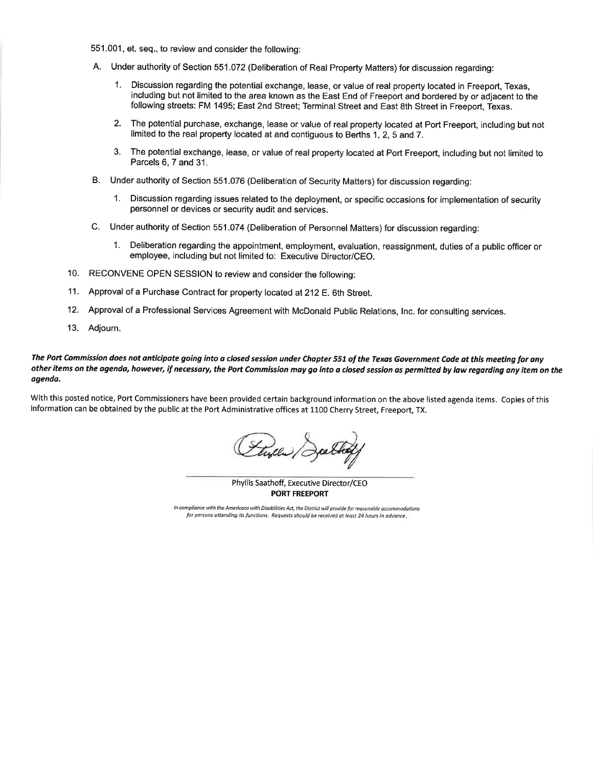551.001, et. seq., to review and consider the following:

A. Under authority of Section 551.072 (Deliberation of Real Property Matters) for discussion regarding:

   1. Discussion regarding the potential exchange, lease, or value of real property located in Freeport, Texas, including but not limited to the area known as the East End of Freeport and bordered by or adjacent to the following streets: FM 1495; East 2nd Street; Terminal Street and East 8th Street in Freeport, Texas.

   2. The potential purchase, exchange, lease or value of real property located at Port Freeport, including but not limited to the real property located at and contiguous to Berths 1, 2, 5 and 7.

   3. The potential exchange, lease, or value of real property located at Port Freeport, including but not limited to Parcels 6, 7 and 31.

B. Under authority of Section 551.076 (Deliberation of Security Matters) for discussion regarding:

   1. Discussion regarding issues related to the deployment, or specific occasions for implementation of security personnel or devices or security audit and services.

C. Under authority of Section 551.074 (Deliberation of Personnel Matters) for discussion regarding:

   1. Deliberation regarding the appointment, employment, evaluation, reassignment, duties of a public officer or employee, including but not limited to: Executive Director/CEO.

10. RECONVENE OPEN SESSION to review and consider the following:

11. Approval of a Purchase Contract for property located at 212 E. 6th Street.

12. Approval of a Professional Services Agreement with McDonald Public Relations, Inc. for consulting services.

13. Adjourn.

***The Port Commission does not anticipate going into a closed session under Chapter 551 of the Texas Government Code at this meeting for any other items on the agenda, however, if necessary, the Port Commission may go into a closed session as permitted by law regarding any item on the agenda.***

With this posted notice, Port Commissioners have been provided certain background information on the above listed agenda items. Copies of this information can be obtained by the public at the Port Administrative offices at 1100 Cherry Street, Freeport, TX.

Phyllis Saathoff, Executive Director/CEO
**PORT FREEPORT**

*In compliance with the Americans with Disabilities Act, the District will provide for reasonable accommodations for persons attending its functions. Requests should be received at least 24 hours in advance.*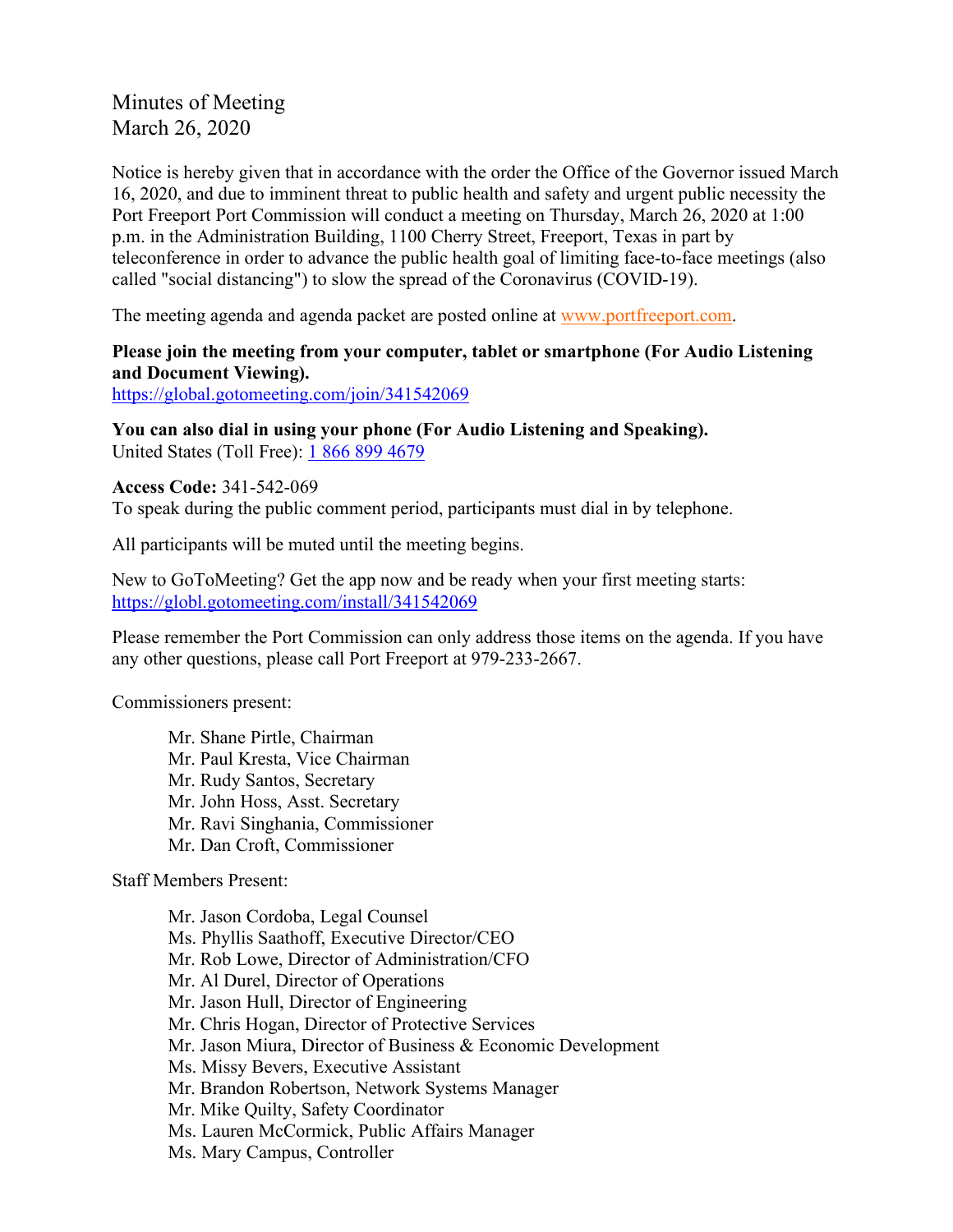Minutes of Meeting
March 26, 2020

Notice is hereby given that in accordance with the order the Office of the Governor issued March 16, 2020, and due to imminent threat to public health and safety and urgent public necessity the Port Freeport Port Commission will conduct a meeting on Thursday, March 26, 2020 at 1:00 p.m. in the Administration Building, 1100 Cherry Street, Freeport, Texas in part by teleconference in order to advance the public health goal of limiting face-to-face meetings (also called "social distancing") to slow the spread of the Coronavirus (COVID-19).

The meeting agenda and agenda packet are posted online at www.portfreeport.com.

**Please join the meeting from your computer, tablet or smartphone (For Audio Listening and Document Viewing).**
https://global.gotomeeting.com/join/341542069

**You can also dial in using your phone (For Audio Listening and Speaking).**
United States (Toll Free): 1 866 899 4679

**Access Code:** 341-542-069
To speak during the public comment period, participants must dial in by telephone.

All participants will be muted until the meeting begins.

New to GoToMeeting? Get the app now and be ready when your first meeting starts:
https://globl.gotomeeting.com/install/341542069

Please remember the Port Commission can only address those items on the agenda. If you have any other questions, please call Port Freeport at 979-233-2667.

Commissioners present:

- Mr. Shane Pirtle, Chairman
- Mr. Paul Kresta, Vice Chairman
- Mr. Rudy Santos, Secretary
- Mr. John Hoss, Asst. Secretary
- Mr. Ravi Singhania, Commissioner
- Mr. Dan Croft, Commissioner

Staff Members Present:

- Mr. Jason Cordoba, Legal Counsel
- Ms. Phyllis Saathoff, Executive Director/CEO
- Mr. Rob Lowe, Director of Administration/CFO
- Mr. Al Durel, Director of Operations
- Mr. Jason Hull, Director of Engineering
- Mr. Chris Hogan, Director of Protective Services
- Mr. Jason Miura, Director of Business & Economic Development
- Ms. Missy Bevers, Executive Assistant
- Mr. Brandon Robertson, Network Systems Manager
- Mr. Mike Quilty, Safety Coordinator
- Ms. Lauren McCormick, Public Affairs Manager
- Ms. Mary Campus, Controller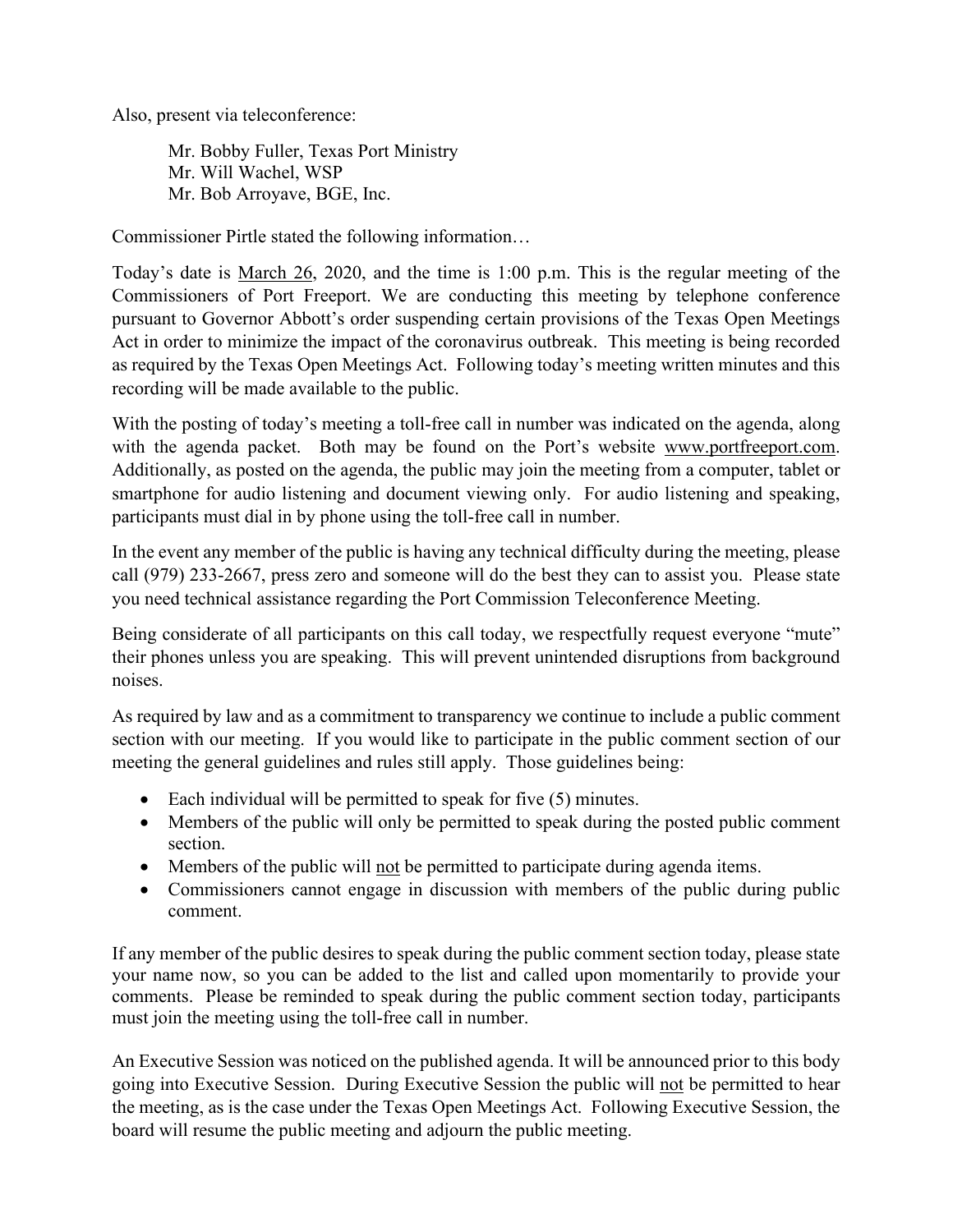Also, present via teleconference:

Mr. Bobby Fuller, Texas Port Ministry
Mr. Will Wachel, WSP
Mr. Bob Arroyave, BGE, Inc.

Commissioner Pirtle stated the following information…

Today's date is March 26, 2020, and the time is 1:00 p.m. This is the regular meeting of the Commissioners of Port Freeport. We are conducting this meeting by telephone conference pursuant to Governor Abbott's order suspending certain provisions of the Texas Open Meetings Act in order to minimize the impact of the coronavirus outbreak. This meeting is being recorded as required by the Texas Open Meetings Act. Following today's meeting written minutes and this recording will be made available to the public.

With the posting of today's meeting a toll-free call in number was indicated on the agenda, along with the agenda packet. Both may be found on the Port's website www.portfreeport.com. Additionally, as posted on the agenda, the public may join the meeting from a computer, tablet or smartphone for audio listening and document viewing only. For audio listening and speaking, participants must dial in by phone using the toll-free call in number.

In the event any member of the public is having any technical difficulty during the meeting, please call (979) 233-2667, press zero and someone will do the best they can to assist you. Please state you need technical assistance regarding the Port Commission Teleconference Meeting.

Being considerate of all participants on this call today, we respectfully request everyone "mute" their phones unless you are speaking. This will prevent unintended disruptions from background noises.

As required by law and as a commitment to transparency we continue to include a public comment section with our meeting. If you would like to participate in the public comment section of our meeting the general guidelines and rules still apply. Those guidelines being:

- Each individual will be permitted to speak for five (5) minutes.
- Members of the public will only be permitted to speak during the posted public comment section.
- Members of the public will not be permitted to participate during agenda items.
- Commissioners cannot engage in discussion with members of the public during public comment.

If any member of the public desires to speak during the public comment section today, please state your name now, so you can be added to the list and called upon momentarily to provide your comments. Please be reminded to speak during the public comment section today, participants must join the meeting using the toll-free call in number.

An Executive Session was noticed on the published agenda. It will be announced prior to this body going into Executive Session. During Executive Session the public will not be permitted to hear the meeting, as is the case under the Texas Open Meetings Act. Following Executive Session, the board will resume the public meeting and adjourn the public meeting.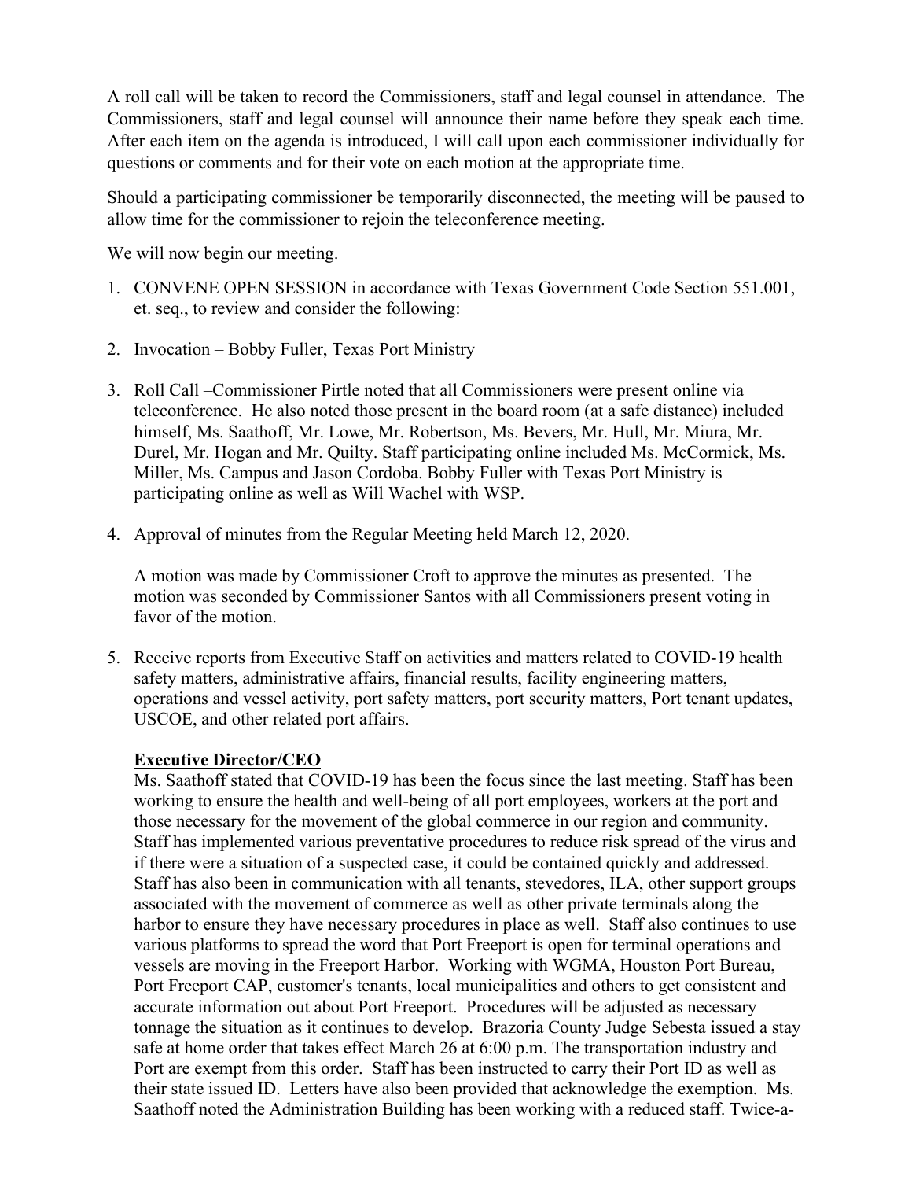A roll call will be taken to record the Commissioners, staff and legal counsel in attendance. The Commissioners, staff and legal counsel will announce their name before they speak each time. After each item on the agenda is introduced, I will call upon each commissioner individually for questions or comments and for their vote on each motion at the appropriate time.

Should a participating commissioner be temporarily disconnected, the meeting will be paused to allow time for the commissioner to rejoin the teleconference meeting.

We will now begin our meeting.

1. CONVENE OPEN SESSION in accordance with Texas Government Code Section 551.001, et. seq., to review and consider the following:

2. Invocation – Bobby Fuller, Texas Port Ministry

3. Roll Call –Commissioner Pirtle noted that all Commissioners were present online via teleconference. He also noted those present in the board room (at a safe distance) included himself, Ms. Saathoff, Mr. Lowe, Mr. Robertson, Ms. Bevers, Mr. Hull, Mr. Miura, Mr. Durel, Mr. Hogan and Mr. Quilty. Staff participating online included Ms. McCormick, Ms. Miller, Ms. Campus and Jason Cordoba. Bobby Fuller with Texas Port Ministry is participating online as well as Will Wachel with WSP.

4. Approval of minutes from the Regular Meeting held March 12, 2020.

   A motion was made by Commissioner Croft to approve the minutes as presented. The motion was seconded by Commissioner Santos with all Commissioners present voting in favor of the motion.

5. Receive reports from Executive Staff on activities and matters related to COVID-19 health safety matters, administrative affairs, financial results, facility engineering matters, operations and vessel activity, port safety matters, port security matters, Port tenant updates, USCOE, and other related port affairs.

   **Executive Director/CEO**
   Ms. Saathoff stated that COVID-19 has been the focus since the last meeting. Staff has been working to ensure the health and well-being of all port employees, workers at the port and those necessary for the movement of the global commerce in our region and community. Staff has implemented various preventative procedures to reduce risk spread of the virus and if there were a situation of a suspected case, it could be contained quickly and addressed. Staff has also been in communication with all tenants, stevedores, ILA, other support groups associated with the movement of commerce as well as other private terminals along the harbor to ensure they have necessary procedures in place as well. Staff also continues to use various platforms to spread the word that Port Freeport is open for terminal operations and vessels are moving in the Freeport Harbor. Working with WGMA, Houston Port Bureau, Port Freeport CAP, customer's tenants, local municipalities and others to get consistent and accurate information out about Port Freeport. Procedures will be adjusted as necessary tonnage the situation as it continues to develop. Brazoria County Judge Sebesta issued a stay safe at home order that takes effect March 26 at 6:00 p.m. The transportation industry and Port are exempt from this order. Staff has been instructed to carry their Port ID as well as their state issued ID. Letters have also been provided that acknowledge the exemption. Ms. Saathoff noted the Administration Building has been working with a reduced staff. Twice-a-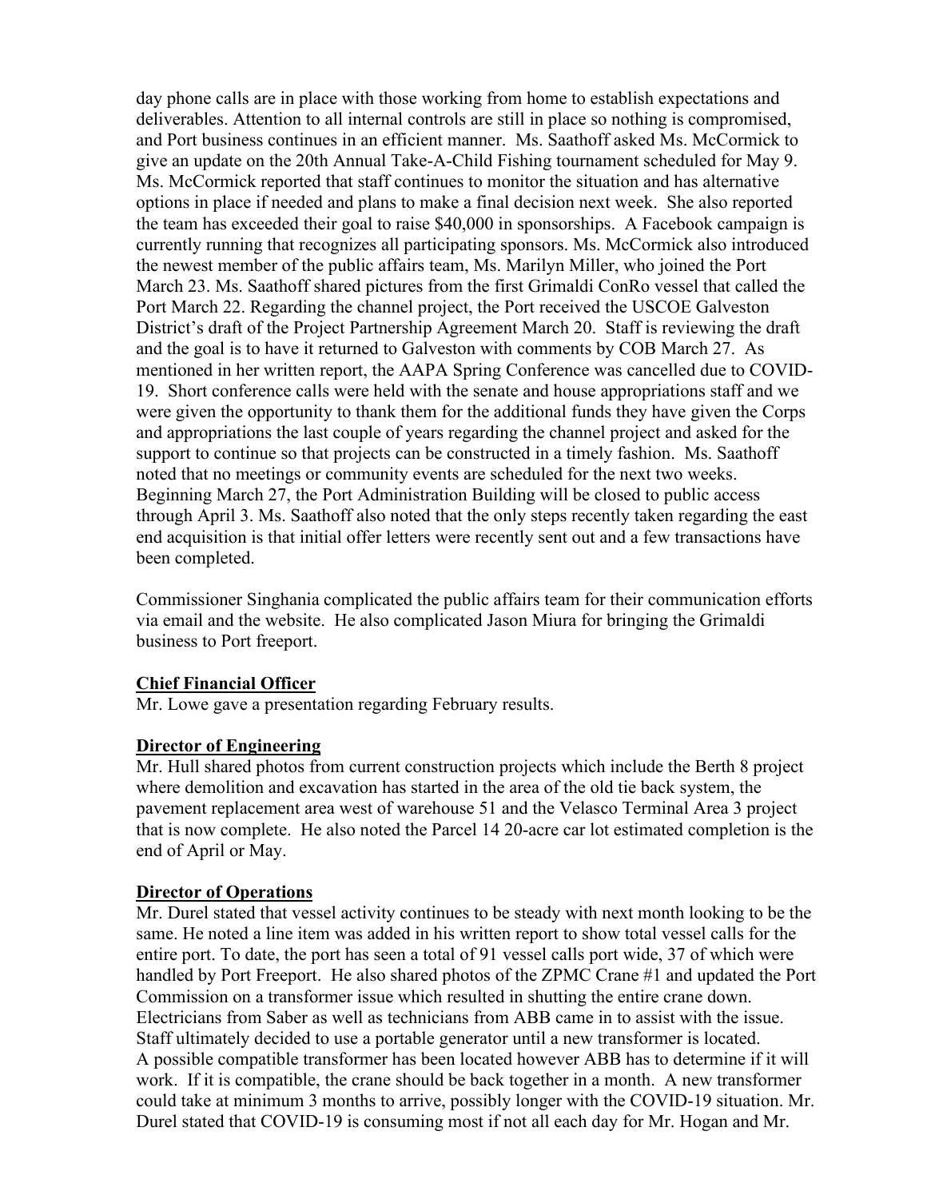day phone calls are in place with those working from home to establish expectations and deliverables. Attention to all internal controls are still in place so nothing is compromised, and Port business continues in an efficient manner. Ms. Saathoff asked Ms. McCormick to give an update on the 20th Annual Take-A-Child Fishing tournament scheduled for May 9. Ms. McCormick reported that staff continues to monitor the situation and has alternative options in place if needed and plans to make a final decision next week. She also reported the team has exceeded their goal to raise $40,000 in sponsorships. A Facebook campaign is currently running that recognizes all participating sponsors. Ms. McCormick also introduced the newest member of the public affairs team, Ms. Marilyn Miller, who joined the Port March 23. Ms. Saathoff shared pictures from the first Grimaldi ConRo vessel that called the Port March 22. Regarding the channel project, the Port received the USCOE Galveston District's draft of the Project Partnership Agreement March 20. Staff is reviewing the draft and the goal is to have it returned to Galveston with comments by COB March 27. As mentioned in her written report, the AAPA Spring Conference was cancelled due to COVID-19. Short conference calls were held with the senate and house appropriations staff and we were given the opportunity to thank them for the additional funds they have given the Corps and appropriations the last couple of years regarding the channel project and asked for the support to continue so that projects can be constructed in a timely fashion. Ms. Saathoff noted that no meetings or community events are scheduled for the next two weeks. Beginning March 27, the Port Administration Building will be closed to public access through April 3. Ms. Saathoff also noted that the only steps recently taken regarding the east end acquisition is that initial offer letters were recently sent out and a few transactions have been completed.

Commissioner Singhania complicated the public affairs team for their communication efforts via email and the website. He also complicated Jason Miura for bringing the Grimaldi business to Port freeport.

**Chief Financial Officer**

Mr. Lowe gave a presentation regarding February results.

**Director of Engineering**

Mr. Hull shared photos from current construction projects which include the Berth 8 project where demolition and excavation has started in the area of the old tie back system, the pavement replacement area west of warehouse 51 and the Velasco Terminal Area 3 project that is now complete. He also noted the Parcel 14 20-acre car lot estimated completion is the end of April or May.

**Director of Operations**

Mr. Durel stated that vessel activity continues to be steady with next month looking to be the same. He noted a line item was added in his written report to show total vessel calls for the entire port. To date, the port has seen a total of 91 vessel calls port wide, 37 of which were handled by Port Freeport. He also shared photos of the ZPMC Crane #1 and updated the Port Commission on a transformer issue which resulted in shutting the entire crane down. Electricians from Saber as well as technicians from ABB came in to assist with the issue. Staff ultimately decided to use a portable generator until a new transformer is located. A possible compatible transformer has been located however ABB has to determine if it will work. If it is compatible, the crane should be back together in a month. A new transformer could take at minimum 3 months to arrive, possibly longer with the COVID-19 situation. Mr. Durel stated that COVID-19 is consuming most if not all each day for Mr. Hogan and Mr.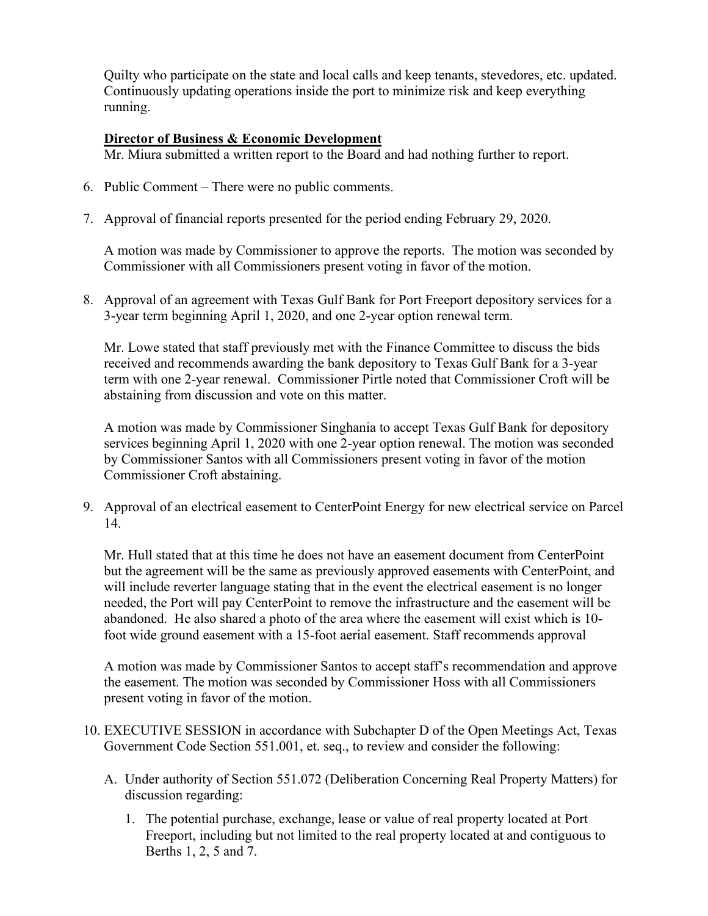Quilty who participate on the state and local calls and keep tenants, stevedores, etc. updated. Continuously updating operations inside the port to minimize risk and keep everything running.

**Director of Business & Economic Development**

Mr. Miura submitted a written report to the Board and had nothing further to report.

6. Public Comment – There were no public comments.

7. Approval of financial reports presented for the period ending February 29, 2020.

   A motion was made by Commissioner to approve the reports. The motion was seconded by Commissioner with all Commissioners present voting in favor of the motion.

8. Approval of an agreement with Texas Gulf Bank for Port Freeport depository services for a 3-year term beginning April 1, 2020, and one 2-year option renewal term.

   Mr. Lowe stated that staff previously met with the Finance Committee to discuss the bids received and recommends awarding the bank depository to Texas Gulf Bank for a 3-year term with one 2-year renewal. Commissioner Pirtle noted that Commissioner Croft will be abstaining from discussion and vote on this matter.

   A motion was made by Commissioner Singhania to accept Texas Gulf Bank for depository services beginning April 1, 2020 with one 2-year option renewal. The motion was seconded by Commissioner Santos with all Commissioners present voting in favor of the motion Commissioner Croft abstaining.

9. Approval of an electrical easement to CenterPoint Energy for new electrical service on Parcel 14.

   Mr. Hull stated that at this time he does not have an easement document from CenterPoint but the agreement will be the same as previously approved easements with CenterPoint, and will include reverter language stating that in the event the electrical easement is no longer needed, the Port will pay CenterPoint to remove the infrastructure and the easement will be abandoned. He also shared a photo of the area where the easement will exist which is 10-foot wide ground easement with a 15-foot aerial easement. Staff recommends approval

   A motion was made by Commissioner Santos to accept staff's recommendation and approve the easement. The motion was seconded by Commissioner Hoss with all Commissioners present voting in favor of the motion.

10. EXECUTIVE SESSION in accordance with Subchapter D of the Open Meetings Act, Texas Government Code Section 551.001, et. seq., to review and consider the following:

    A. Under authority of Section 551.072 (Deliberation Concerning Real Property Matters) for discussion regarding:

       1. The potential purchase, exchange, lease or value of real property located at Port Freeport, including but not limited to the real property located at and contiguous to Berths 1, 2, 5 and 7.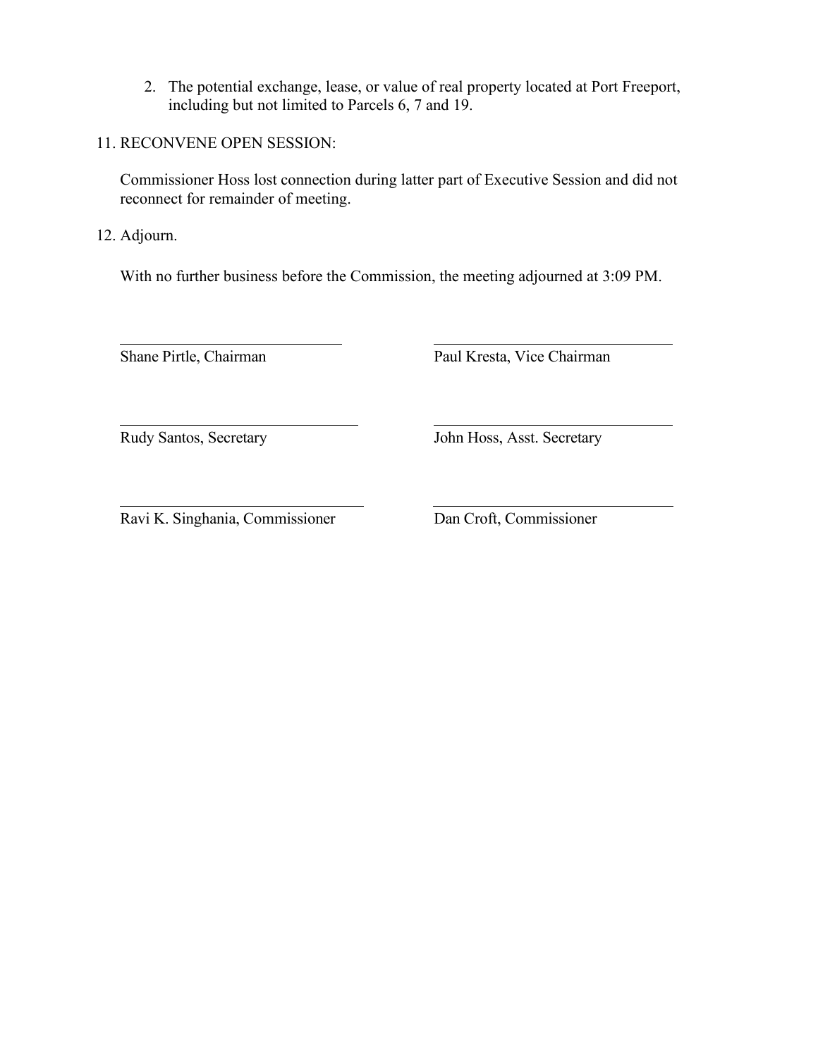2. The potential exchange, lease, or value of real property located at Port Freeport, including but not limited to Parcels 6, 7 and 19.

11. RECONVENE OPEN SESSION:

Commissioner Hoss lost connection during latter part of Executive Session and did not reconnect for remainder of meeting.

12. Adjourn.

With no further business before the Commission, the meeting adjourned at 3:09 PM.

| | |
|---|---|
| ____________________________ | ____________________________ |
| Shane Pirtle, Chairman | Paul Kresta, Vice Chairman |
| ____________________________ | ____________________________ |
| Rudy Santos, Secretary | John Hoss, Asst. Secretary |
| ____________________________ | ____________________________ |
| Ravi K. Singhania, Commissioner | Dan Croft, Commissioner |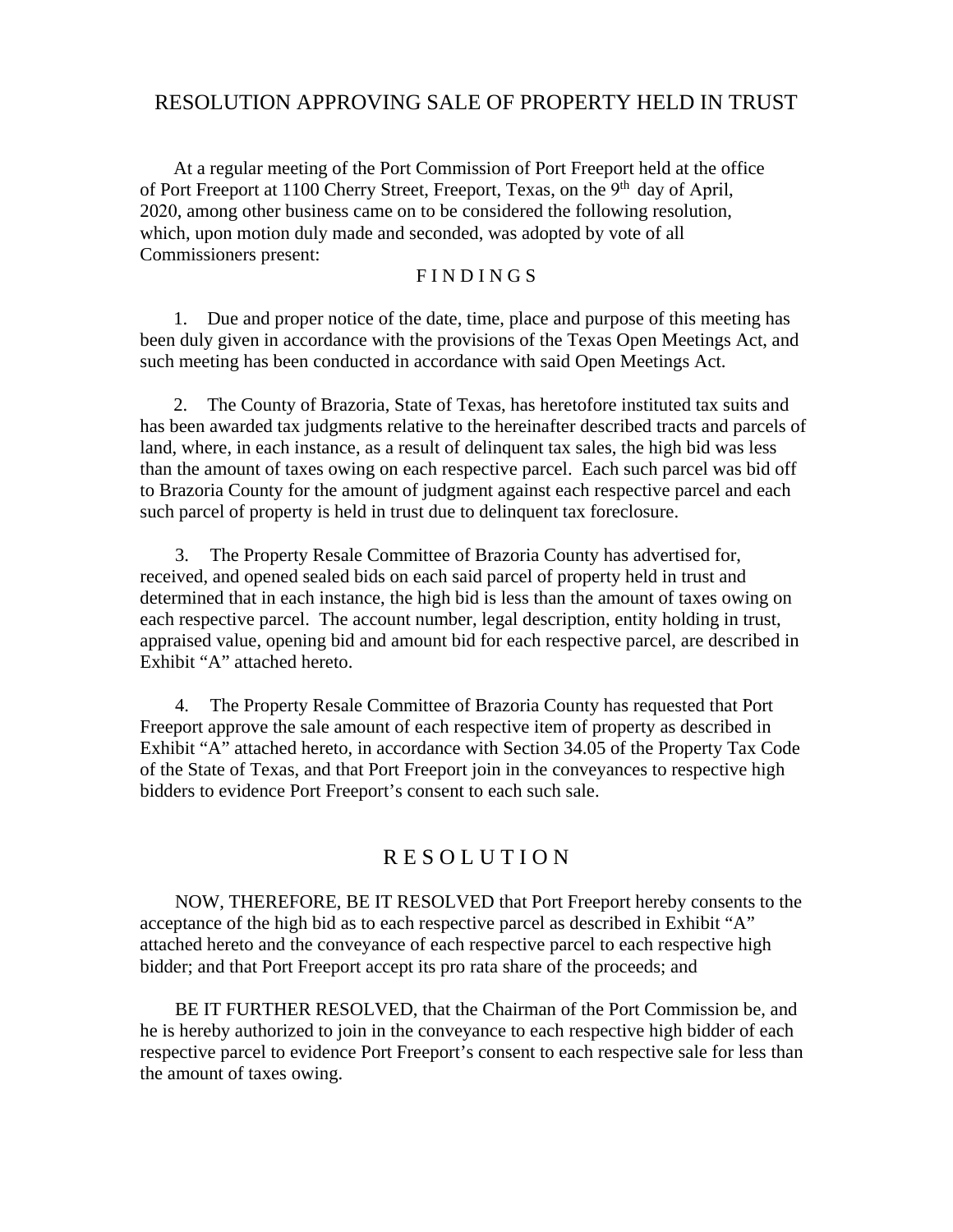# RESOLUTION APPROVING SALE OF PROPERTY HELD IN TRUST

At a regular meeting of the Port Commission of Port Freeport held at the office of Port Freeport at 1100 Cherry Street, Freeport, Texas, on the 9th day of April, 2020, among other business came on to be considered the following resolution, which, upon motion duly made and seconded, was adopted by vote of all Commissioners present:

## F I N D I N G S

1. Due and proper notice of the date, time, place and purpose of this meeting has been duly given in accordance with the provisions of the Texas Open Meetings Act, and such meeting has been conducted in accordance with said Open Meetings Act.

2. The County of Brazoria, State of Texas, has heretofore instituted tax suits and has been awarded tax judgments relative to the hereinafter described tracts and parcels of land, where, in each instance, as a result of delinquent tax sales, the high bid was less than the amount of taxes owing on each respective parcel. Each such parcel was bid off to Brazoria County for the amount of judgment against each respective parcel and each such parcel of property is held in trust due to delinquent tax foreclosure.

3. The Property Resale Committee of Brazoria County has advertised for, received, and opened sealed bids on each said parcel of property held in trust and determined that in each instance, the high bid is less than the amount of taxes owing on each respective parcel. The account number, legal description, entity holding in trust, appraised value, opening bid and amount bid for each respective parcel, are described in Exhibit "A" attached hereto.

4. The Property Resale Committee of Brazoria County has requested that Port Freeport approve the sale amount of each respective item of property as described in Exhibit "A" attached hereto, in accordance with Section 34.05 of the Property Tax Code of the State of Texas, and that Port Freeport join in the conveyances to respective high bidders to evidence Port Freeport's consent to each such sale.

## R E S O L U T I O N

NOW, THEREFORE, BE IT RESOLVED that Port Freeport hereby consents to the acceptance of the high bid as to each respective parcel as described in Exhibit "A" attached hereto and the conveyance of each respective parcel to each respective high bidder; and that Port Freeport accept its pro rata share of the proceeds; and

BE IT FURTHER RESOLVED, that the Chairman of the Port Commission be, and he is hereby authorized to join in the conveyance to each respective high bidder of each respective parcel to evidence Port Freeport's consent to each respective sale for less than the amount of taxes owing.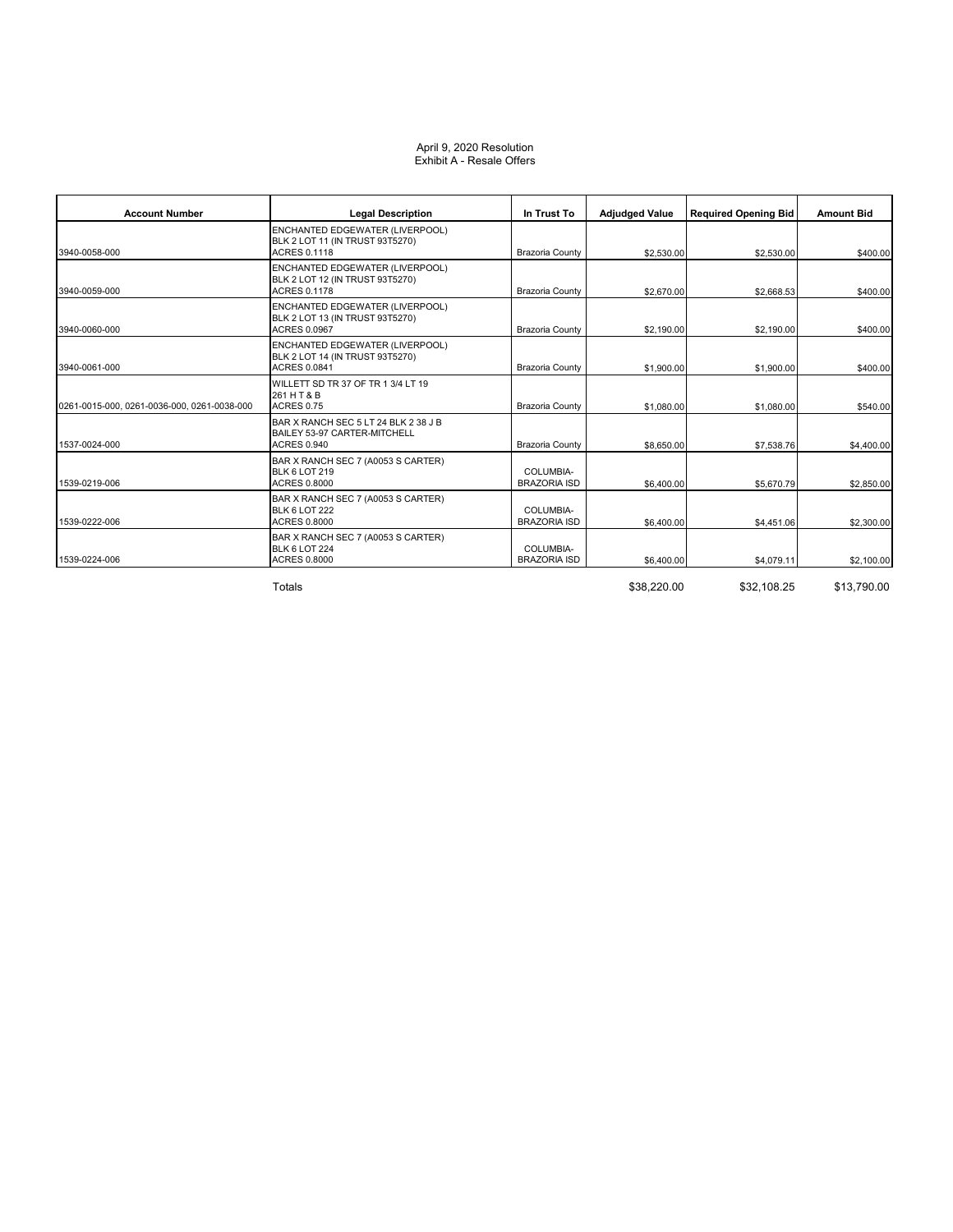April 9, 2020 Resolution
Exhibit A - Resale Offers

| Account Number | Legal Description | In Trust To | Adjudged Value | Required Opening Bid | Amount Bid |
|---|---|---|---|---|---|
| 3940-0058-000 | ENCHANTED EDGEWATER (LIVERPOOL) BLK 2 LOT 11 (IN TRUST 93T5270) ACRES 0.1118 | Brazoria County | $2,530.00 | $2,530.00 | $400.00 |
| 3940-0059-000 | ENCHANTED EDGEWATER (LIVERPOOL) BLK 2 LOT 12 (IN TRUST 93T5270) ACRES 0.1178 | Brazoria County | $2,670.00 | $2,668.53 | $400.00 |
| 3940-0060-000 | ENCHANTED EDGEWATER (LIVERPOOL) BLK 2 LOT 13 (IN TRUST 93T5270) ACRES 0.0967 | Brazoria County | $2,190.00 | $2,190.00 | $400.00 |
| 3940-0061-000 | ENCHANTED EDGEWATER (LIVERPOOL) BLK 2 LOT 14 (IN TRUST 93T5270) ACRES 0.0841 | Brazoria County | $1,900.00 | $1,900.00 | $400.00 |
| 0261-0015-000, 0261-0036-000, 0261-0038-000 | WILLETT SD TR 37 OF TR 1 3/4 LT 19 261 H T & B ACRES 0.75 | Brazoria County | $1,080.00 | $1,080.00 | $540.00 |
| 1537-0024-000 | BAR X RANCH SEC 5 LT 24 BLK 2 38 J B BAILEY 53-97 CARTER-MITCHELL ACRES 0.940 | Brazoria County | $8,650.00 | $7,538.76 | $4,400.00 |
| 1539-0219-006 | BAR X RANCH SEC 7 (A0053 S CARTER) BLK 6 LOT 219 ACRES 0.8000 | COLUMBIA-BRAZORIA ISD | $6,400.00 | $5,670.79 | $2,850.00 |
| 1539-0222-006 | BAR X RANCH SEC 7 (A0053 S CARTER) BLK 6 LOT 222 ACRES 0.8000 | COLUMBIA-BRAZORIA ISD | $6,400.00 | $4,451.06 | $2,300.00 |
| 1539-0224-006 | BAR X RANCH SEC 7 (A0053 S CARTER) BLK 6 LOT 224 ACRES 0.8000 | COLUMBIA-BRAZORIA ISD | $6,400.00 | $4,079.11 | $2,100.00 |
| | Totals | | $38,220.00 | $32,108.25 | $13,790.00 |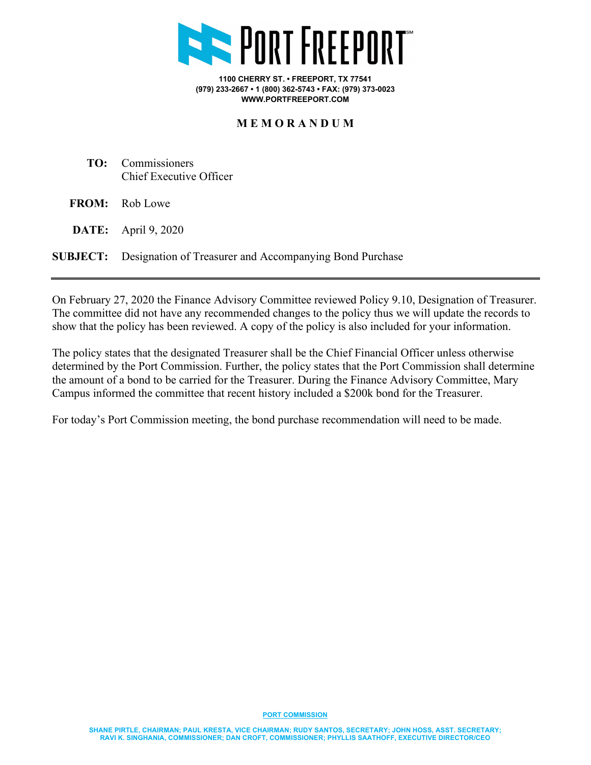# PORT FREEPORT

1100 CHERRY ST. • FREEPORT, TX 77541
(979) 233-2667 • 1 (800) 362-5743 • FAX: (979) 373-0023
WWW.PORTFREEPORT.COM

## MEMORANDUM

**TO:** Commissioners
Chief Executive Officer

**FROM:** Rob Lowe

**DATE:** April 9, 2020

**SUBJECT:** Designation of Treasurer and Accompanying Bond Purchase

---

On February 27, 2020 the Finance Advisory Committee reviewed Policy 9.10, Designation of Treasurer. The committee did not have any recommended changes to the policy thus we will update the records to show that the policy has been reviewed. A copy of the policy is also included for your information.

The policy states that the designated Treasurer shall be the Chief Financial Officer unless otherwise determined by the Port Commission. Further, the policy states that the Port Commission shall determine the amount of a bond to be carried for the Treasurer. During the Finance Advisory Committee, Mary Campus informed the committee that recent history included a $200k bond for the Treasurer.

For today's Port Commission meeting, the bond purchase recommendation will need to be made.

PORT COMMISSION

SHANE PIRTLE, CHAIRMAN; PAUL KRESTA, VICE CHAIRMAN; RUDY SANTOS, SECRETARY; JOHN HOSS, ASST. SECRETARY; RAVI K. SINGHANIA, COMMISSIONER; DAN CROFT, COMMISSIONER; PHYLLIS SAATHOFF, EXECUTIVE DIRECTOR/CEO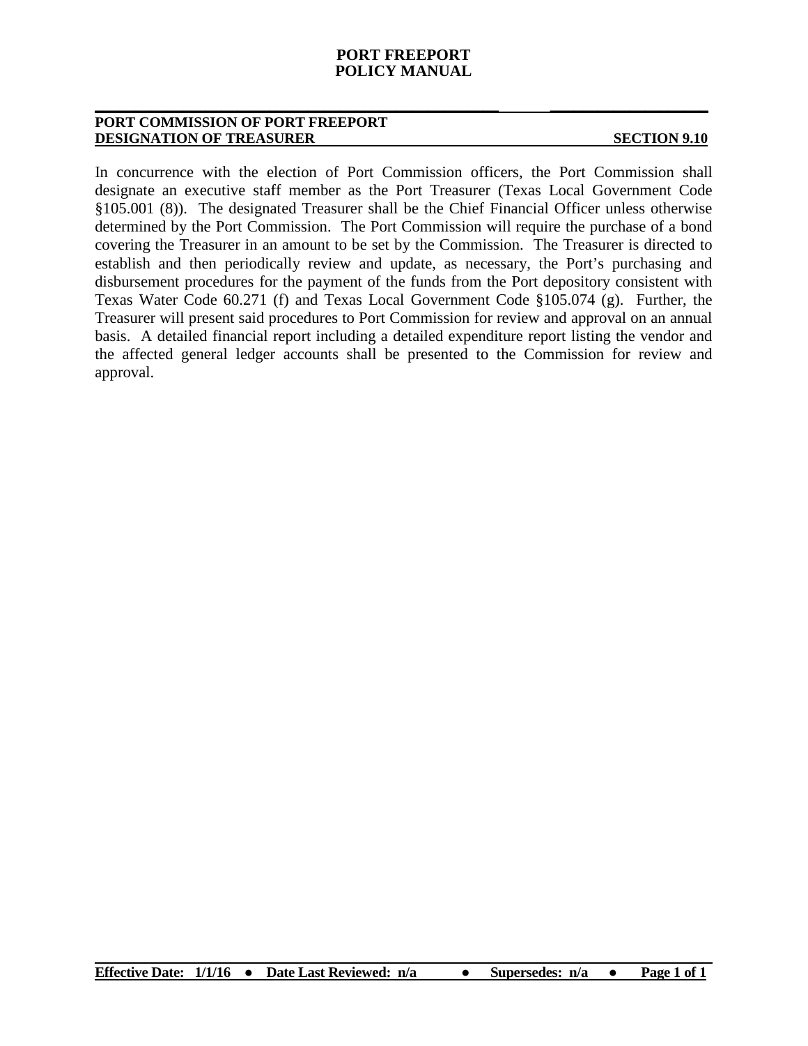**PORT COMMISSION OF PORT FREEPORT**
**DESIGNATION OF TREASURER** **SECTION 9.10**

In concurrence with the election of Port Commission officers, the Port Commission shall designate an executive staff member as the Port Treasurer (Texas Local Government Code §105.001 (8)). The designated Treasurer shall be the Chief Financial Officer unless otherwise determined by the Port Commission. The Port Commission will require the purchase of a bond covering the Treasurer in an amount to be set by the Commission. The Treasurer is directed to establish and then periodically review and update, as necessary, the Port's purchasing and disbursement procedures for the payment of the funds from the Port depository consistent with Texas Water Code 60.271 (f) and Texas Local Government Code §105.074 (g). Further, the Treasurer will present said procedures to Port Commission for review and approval on an annual basis. A detailed financial report including a detailed expenditure report listing the vendor and the affected general ledger accounts shall be presented to the Commission for review and approval.

**Effective Date: 1/1/16 ● Date Last Reviewed: n/a ● Supersedes: n/a**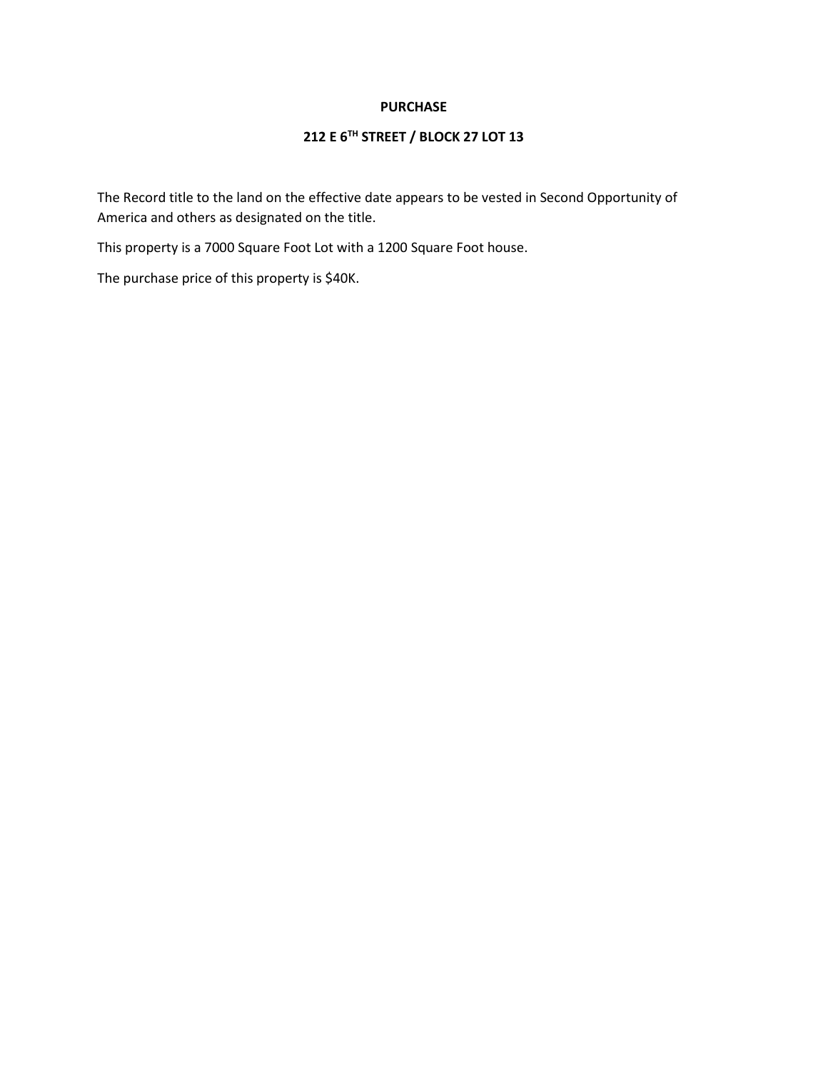**PURCHASE**

**212 E 6TH STREET / BLOCK 27 LOT 13**

The Record title to the land on the effective date appears to be vested in Second Opportunity of America and others as designated on the title.

This property is a 7000 Square Foot Lot with a 1200 Square Foot house.

The purchase price of this property is $40K.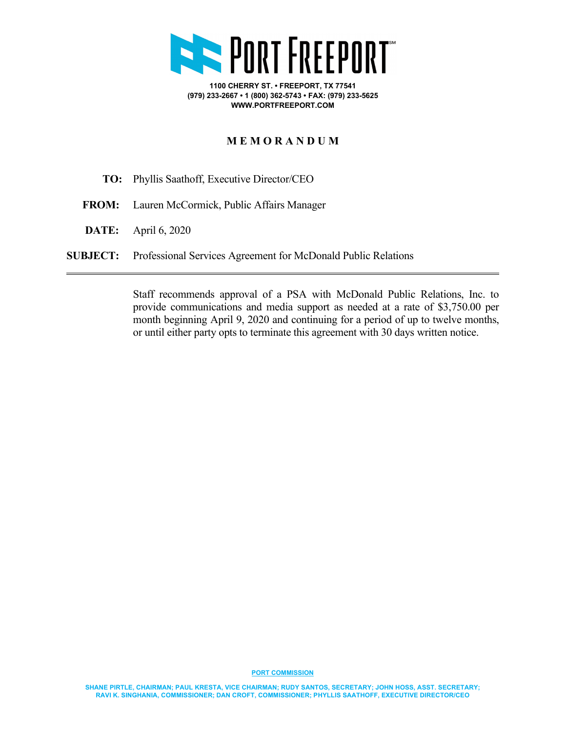# PORT FREEPORT

**1100 CHERRY ST. • FREEPORT, TX 77541**
**(979) 233-2667 • 1 (800) 362-5743 • FAX: (979) 233-5625**
**WWW.PORTFREEPORT.COM**

## M E M O R A N D U M

**TO:** Phyllis Saathoff, Executive Director/CEO

**FROM:** Lauren McCormick, Public Affairs Manager

**DATE:** April 6, 2020

**SUBJECT:** Professional Services Agreement for McDonald Public Relations

---

Staff recommends approval of a PSA with McDonald Public Relations, Inc. to provide communications and media support as needed at a rate of $3,750.00 per month beginning April 9, 2020 and continuing for a period of up to twelve months, or until either party opts to terminate this agreement with 30 days written notice.

**PORT COMMISSION**

**SHANE PIRTLE, CHAIRMAN; PAUL KRESTA, VICE CHAIRMAN; RUDY SANTOS, SECRETARY; JOHN HOSS, ASST. SECRETARY; RAVI K. SINGHANIA, COMMISSIONER; DAN CROFT, COMMISSIONER; PHYLLIS SAATHOFF, EXECUTIVE DIRECTOR/CEO**